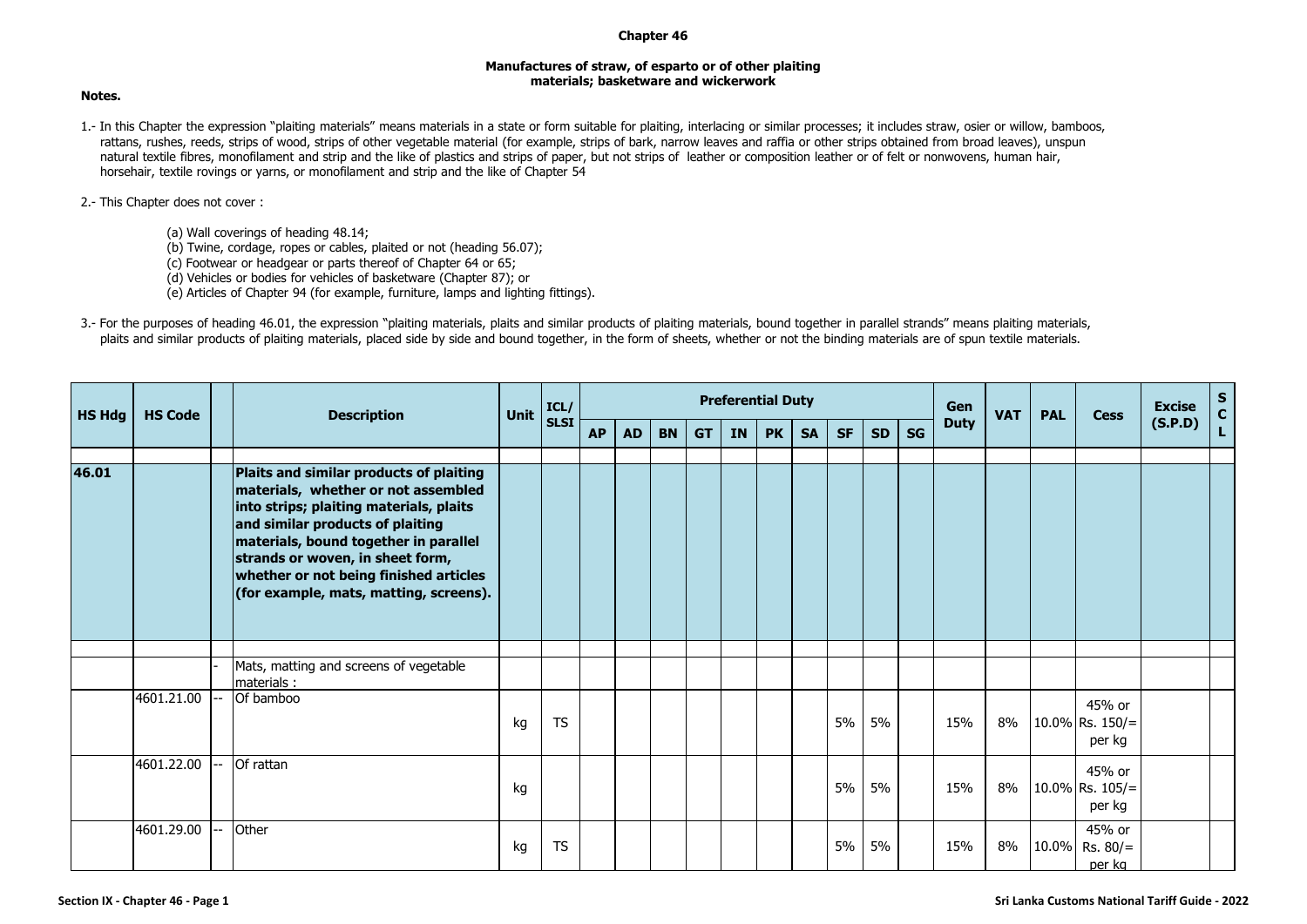# Chapter 46

## Manufactures of straw, of esparto or of other plaiting materials; basketware and wickerwork

**Notes.**

1.- In this Chapter the expression "plaiting materials" means materials in a state or form suitable for plaiting, interlacing or similar processes; it includes straw, osier or willow, bamboos, rattans, rushes, reeds, strips of wood, strips of other vegetable material (for example, strips of bark, narrow leaves and raffia or other strips obtained from broad leaves), unspun natural textile fibres, monofilament and strip and the like of plastics and strips of paper, but not strips of leather or composition leather or of felt or nonwovens, human hair, horsehair, textile rovings or yarns, or monofilament and strip and the like of Chapter 54

2.- This Chapter does not cover :

(a) Wall coverings of heading 48.14;
(b) Twine, cordage, ropes or cables, plaited or not (heading 56.07);
(c) Footwear or headgear or parts thereof of Chapter 64 or 65;
(d) Vehicles or bodies for vehicles of basketware (Chapter 87); or
(e) Articles of Chapter 94 (for example, furniture, lamps and lighting fittings).

3.- For the purposes of heading 46.01, the expression "plaiting materials, plaits and similar products of plaiting materials, bound together in parallel strands" means plaiting materials, plaits and similar products of plaiting materials, placed side by side and bound together, in the form of sheets, whether or not the binding materials are of spun textile materials.

| HS Hdg | HS Code | | Description | Unit | ICL/ SLSI | Preferential Duty | | | | | | | | | | Gen Duty | VAT | PAL | Cess | Excise (S.P.D) | SCL |
|---|---|---|---|---|---|---|---|---|---|---|---|---|---|---|---|---|---|---|---|---|---|
| | | | | | | AP | AD | BN | GT | IN | PK | SA | SF | SD | SG | | | | | | |
| **46.01** | | | **Plaits and similar products of plaiting materials, whether or not assembled into strips; plaiting materials, plaits and similar products of plaiting materials, bound together in parallel strands or woven, in sheet form, whether or not being finished articles (for example, mats, matting, screens).** | | | | | | | | | | | | | | | | | | |
| | | - | Mats, matting and screens of vegetable materials : | | | | | | | | | | | | | | | | | | |
| | 4601.21.00 | -- | Of bamboo | kg | TS | | | | | | | | 5% | 5% | | 15% | 8% | 10.0% | 45% or Rs. 150/= per kg | | |
| | 4601.22.00 | -- | Of rattan | kg | | | | | | | | | 5% | 5% | | 15% | 8% | 10.0% | 45% or Rs. 105/= per kg | | |
| | 4601.29.00 | -- | Other | kg | TS | | | | | | | | 5% | 5% | | 15% | 8% | 10.0% | 45% or Rs. 80/= per kg | | |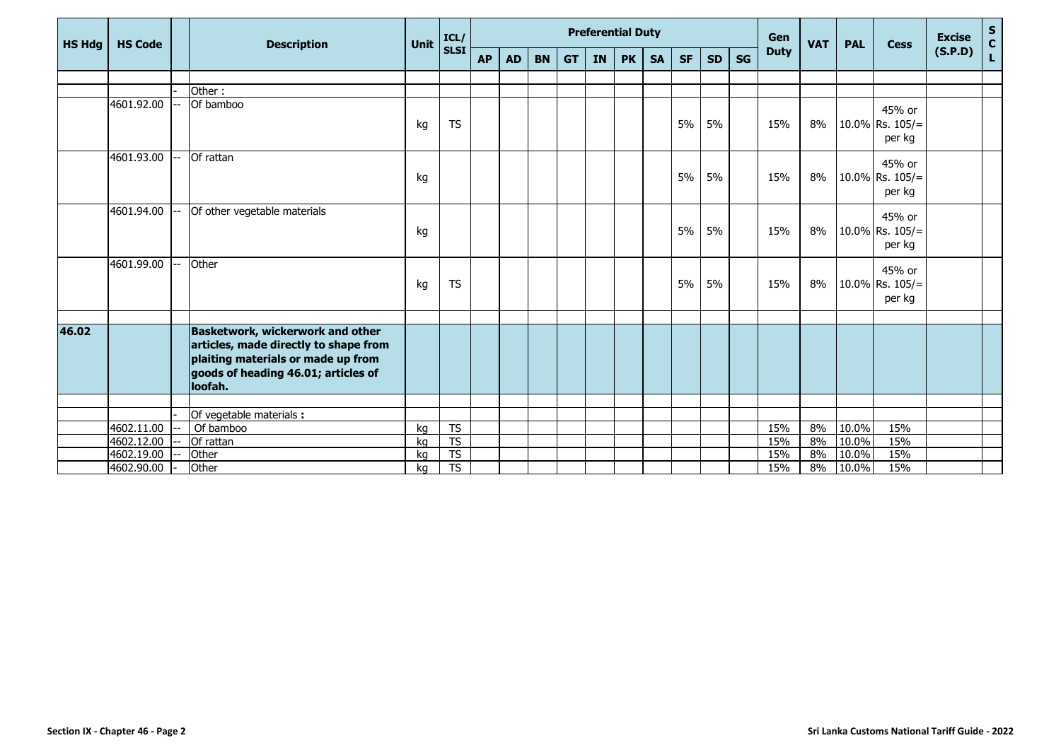| HS Hdg | HS Code | | Description | Unit | ICL/ SLSI | Preferential Duty | | | | | | | | | | Gen Duty | VAT | PAL | Cess | Excise (S.P.D) | SCL |
|---|---|---|---|---|---|---|---|---|---|---|---|---|---|---|---|---|---|---|---|---|---|
| | | | | | | AP | AD | BN | GT | IN | PK | SA | SF | SD | SG | | | | | | |
| | | | | | | | | | | | | | | | | | | | | | |
| | | - | Other : | | | | | | | | | | | | | | | | | | |
| | 4601.92.00 | -- | Of bamboo | kg | TS | | | | | | | | 5% | 5% | | 15% | 8% | 10.0% | 45% or Rs. 105/= per kg | | |
| | 4601.93.00 | -- | Of rattan | kg | | | | | | | | | 5% | 5% | | 15% | 8% | 10.0% | 45% or Rs. 105/= per kg | | |
| | 4601.94.00 | -- | Of other vegetable materials | kg | | | | | | | | | 5% | 5% | | 15% | 8% | 10.0% | 45% or Rs. 105/= per kg | | |
| | 4601.99.00 | -- | Other | kg | TS | | | | | | | | 5% | 5% | | 15% | 8% | 10.0% | 45% or Rs. 105/= per kg | | |
| | | | | | | | | | | | | | | | | | | | | | |
| **46.02** | | | **Basketwork, wickerwork and other articles, made directly to shape from plaiting materials or made up from goods of heading 46.01; articles of loofah.** | | | | | | | | | | | | | | | | | | |
| | | | | | | | | | | | | | | | | | | | | | |
| | | - | Of vegetable materials **:** | | | | | | | | | | | | | | | | | | |
| | 4602.11.00 | -- | Of bamboo | kg | TS | | | | | | | | | | | 15% | 8% | 10.0% | 15% | | |
| | 4602.12.00 | -- | Of rattan | kg | TS | | | | | | | | | | | 15% | 8% | 10.0% | 15% | | |
| | 4602.19.00 | -- | Other | kg | TS | | | | | | | | | | | 15% | 8% | 10.0% | 15% | | |
| | 4602.90.00 | - | Other | kg | TS | | | | | | | | | | | 15% | 8% | 10.0% | 15% | | |